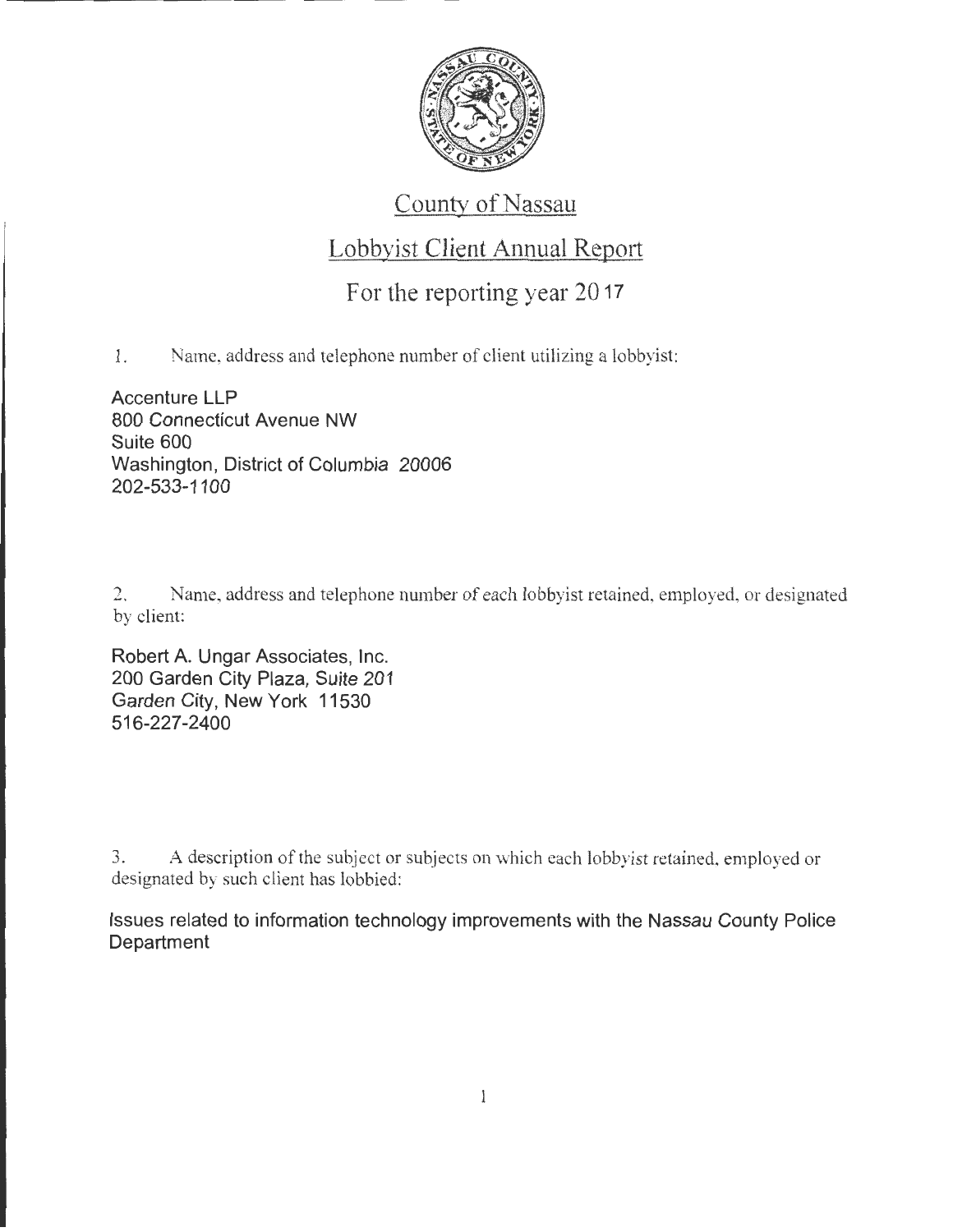# County of Nassau

## Lobbyist Client Annual Report

### For the reporting year 2017

1. Name, address and telephone number of client utilizing a lobbyist:

Accenture LLP
800 Connecticut Avenue NW
Suite 600
Washington, District of Columbia 20006
202-533-1100

2. Name, address and telephone number of each lobbyist retained, employed, or designated by client:

Robert A. Ungar Associates, Inc.
200 Garden City Plaza, Suite 201
Garden City, New York 11530
516-227-2400

3. A description of the subject or subjects on which each lobbyist retained, employed or designated by such client has lobbied:

Issues related to information technology improvements with the Nassau County Police Department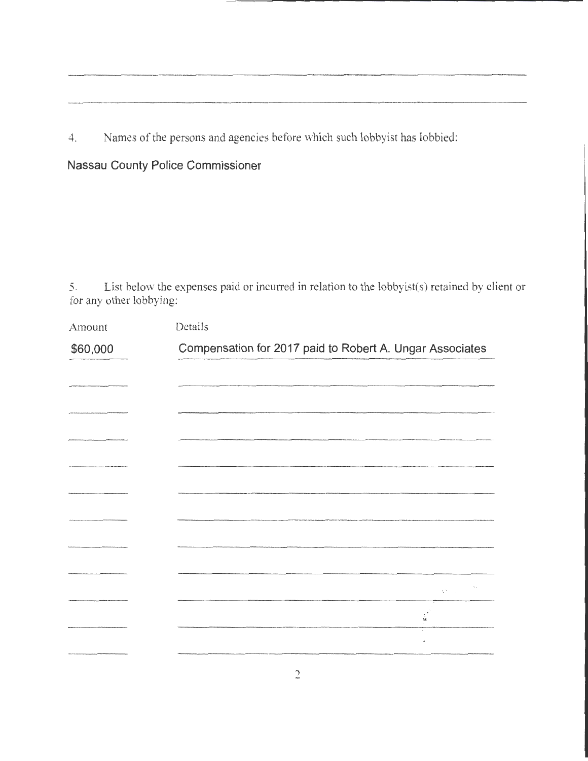4. Names of the persons and agencies before which such lobbyist has lobbied:

Nassau County Police Commissioner

5. List below the expenses paid or incurred in relation to the lobbyist(s) retained by client or for any other lobbying:

| Amount | Details |
|---|---|
| $60,000 | Compensation for 2017 paid to Robert A. Ungar Associates |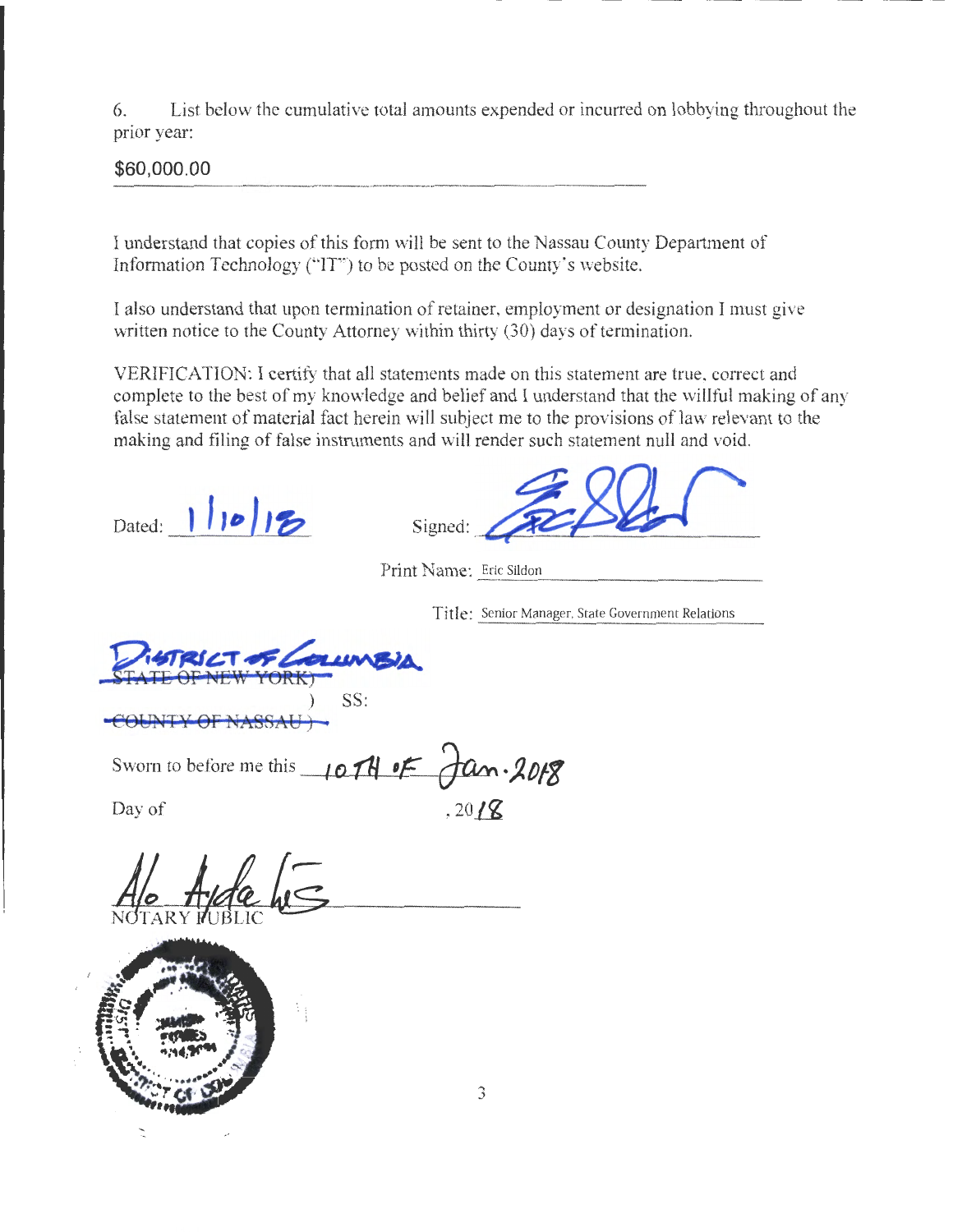6. List below the cumulative total amounts expended or incurred on lobbying throughout the prior year:

$60,000.00

I understand that copies of this form will be sent to the Nassau County Department of Information Technology ("IT") to be posted on the County's website.

I also understand that upon termination of retainer, employment or designation I must give written notice to the County Attorney within thirty (30) days of termination.

VERIFICATION: I certify that all statements made on this statement are true, correct and complete to the best of my knowledge and belief and I understand that the willful making of any false statement of material fact herein will subject me to the provisions of law relevant to the making and filing of false instruments and will render such statement null and void.

Dated: 1/10/18

Signed: ______________________

Print Name: Eric Sildon

Title: Senior Manager, State Government Relations

DISTRICT OF COLUMBIA

~~STATE OF NEW YORK)~~

) SS:

~~COUNTY OF NASSAU)~~

Sworn to before me this 10TH of Jan. 2018

Day of , 2018

______________________

NOTARY PUBLIC